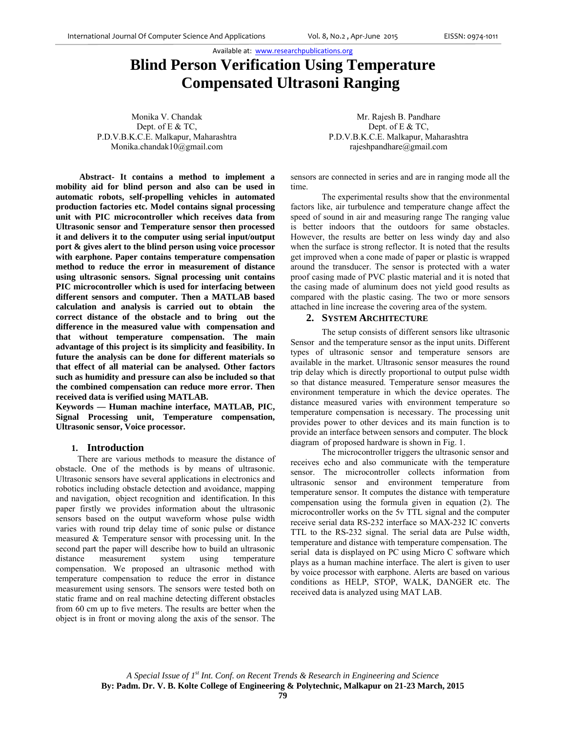Available at: www.researchpublications.org

# Blind Person Verification Using Temperature Compensated Ultrasoni Ranging

Monika V. Chandak
Dept. of E & TC,
P.D.V.B.K.C.E. Malkapur, Maharashtra
Monika.chandak10@gmail.com

Mr. Rajesh B. Pandhare
Dept. of E & TC,
P.D.V.B.K.C.E. Malkapur, Maharashtra
rajeshpandhare@gmail.com

**Abstract- It contains a method to implement a mobility aid for blind person and also can be used in automatic robots, self-propelling vehicles in automated production factories etc. Model contains signal processing unit with PIC microcontroller which receives data from Ultrasonic sensor and Temperature sensor then processed it and delivers it to the computer using serial input/output port & gives alert to the blind person using voice processor with earphone. Paper contains temperature compensation method to reduce the error in measurement of distance using ultrasonic sensors. Signal processing unit contains PIC microcontroller which is used for interfacing between different sensors and computer. Then a MATLAB based calculation and analysis is carried out to obtain the correct distance of the obstacle and to bring out the difference in the measured value with compensation and that without temperature compensation. The main advantage of this project is its simplicity and feasibility. In future the analysis can be done for different materials so that effect of all material can be analysed. Other factors such as humidity and pressure can also be included so that the combined compensation can reduce more error. Then received data is verified using MATLAB.**

**Keywords — Human machine interface, MATLAB, PIC, Signal Processing unit, Temperature compensation, Ultrasonic sensor, Voice processor.**

## 1. Introduction

There are various methods to measure the distance of obstacle. One of the methods is by means of ultrasonic. Ultrasonic sensors have several applications in electronics and robotics including obstacle detection and avoidance, mapping and navigation, object recognition and identification. In this paper firstly we provides information about the ultrasonic sensors based on the output waveform whose pulse width varies with round trip delay time of sonic pulse or distance measured & Temperature sensor with processing unit. In the second part the paper will describe how to build an ultrasonic distance measurement system using temperature compensation. We proposed an ultrasonic method with temperature compensation to reduce the error in distance measurement using sensors. The sensors were tested both on static frame and on real machine detecting different obstacles from 60 cm up to five meters. The results are better when the object is in front or moving along the axis of the sensor. The sensors are connected in series and are in ranging mode all the time.

The experimental results show that the environmental factors like, air turbulence and temperature change affect the speed of sound in air and measuring range The ranging value is better indoors that the outdoors for same obstacles. However, the results are better on less windy day and also when the surface is strong reflector. It is noted that the results get improved when a cone made of paper or plastic is wrapped around the transducer. The sensor is protected with a water proof casing made of PVC plastic material and it is noted that the casing made of aluminum does not yield good results as compared with the plastic casing. The two or more sensors attached in line increase the covering area of the system.

## 2. System Architecture

The setup consists of different sensors like ultrasonic Sensor and the temperature sensor as the input units. Different types of ultrasonic sensor and temperature sensors are available in the market. Ultrasonic sensor measures the round trip delay which is directly proportional to output pulse width so that distance measured. Temperature sensor measures the environment temperature in which the device operates. The distance measured varies with environment temperature so temperature compensation is necessary. The processing unit provides power to other devices and its main function is to provide an interface between sensors and computer. The block diagram of proposed hardware is shown in Fig. 1.

The microcontroller triggers the ultrasonic sensor and receives echo and also communicate with the temperature sensor. The microcontroller collects information from ultrasonic sensor and environment temperature from temperature sensor. It computes the distance with temperature compensation using the formula given in equation (2). The microcontroller works on the 5v TTL signal and the computer receive serial data RS-232 interface so MAX-232 IC converts TTL to the RS-232 signal. The serial data are Pulse width, temperature and distance with temperature compensation. The serial data is displayed on PC using Micro C software which plays as a human machine interface. The alert is given to user by voice processor with earphone. Alerts are based on various conditions as HELP, STOP, WALK, DANGER etc. The received data is analyzed using MAT LAB.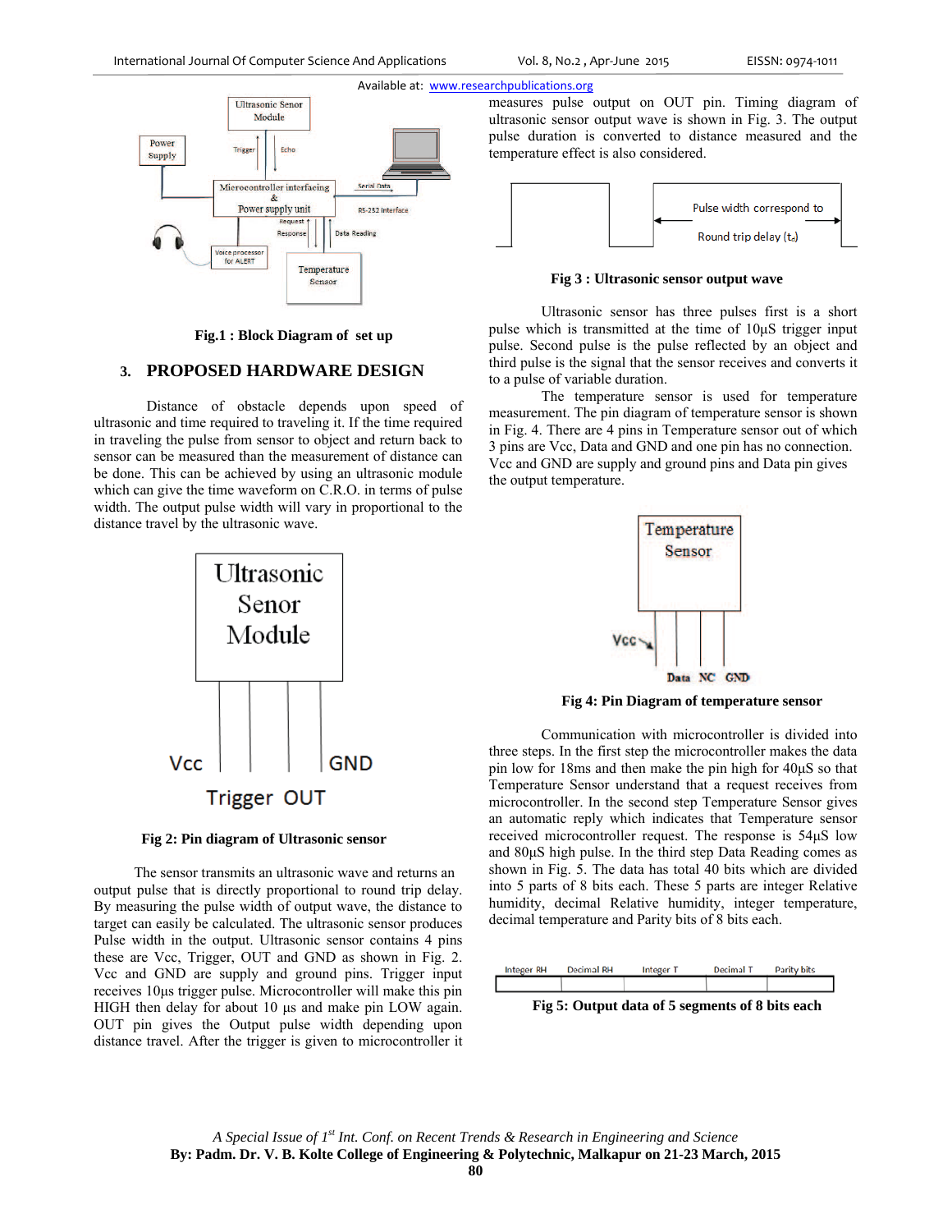Fig.1 : Block Diagram of set up

## 3. PROPOSED HARDWARE DESIGN

Distance of obstacle depends upon speed of ultrasonic and time required to traveling it. If the time required in traveling the pulse from sensor to object and return back to sensor can be measured than the measurement of distance can be done. This can be achieved by using an ultrasonic module which can give the time waveform on C.R.O. in terms of pulse width. The output pulse width will vary in proportional to the distance travel by the ultrasonic wave.

Fig 2: Pin diagram of Ultrasonic sensor

The sensor transmits an ultrasonic wave and returns an output pulse that is directly proportional to round trip delay. By measuring the pulse width of output wave, the distance to target can easily be calculated. The ultrasonic sensor produces Pulse width in the output. Ultrasonic sensor contains 4 pins these are Vcc, Trigger, OUT and GND as shown in Fig. 2. Vcc and GND are supply and ground pins. Trigger input receives 10µs trigger pulse. Microcontroller will make this pin HIGH then delay for about 10 µs and make pin LOW again. OUT pin gives the Output pulse width depending upon distance travel. After the trigger is given to microcontroller it measures pulse output on OUT pin. Timing diagram of ultrasonic sensor output wave is shown in Fig. 3. The output pulse duration is converted to distance measured and the temperature effect is also considered.

Fig 3 : Ultrasonic sensor output wave

Ultrasonic sensor has three pulses first is a short pulse which is transmitted at the time of 10µS trigger input pulse. Second pulse is the pulse reflected by an object and third pulse is the signal that the sensor receives and converts it to a pulse of variable duration.

The temperature sensor is used for temperature measurement. The pin diagram of temperature sensor is shown in Fig. 4. There are 4 pins in Temperature sensor out of which 3 pins are Vcc, Data and GND and one pin has no connection. Vcc and GND are supply and ground pins and Data pin gives the output temperature.

Fig 4: Pin Diagram of temperature sensor

Communication with microcontroller is divided into three steps. In the first step the microcontroller makes the data pin low for 18ms and then make the pin high for 40µS so that Temperature Sensor understand that a request receives from microcontroller. In the second step Temperature Sensor gives an automatic reply which indicates that Temperature sensor received microcontroller request. The response is 54µS low and 80µS high pulse. In the third step Data Reading comes as shown in Fig. 5. The data has total 40 bits which are divided into 5 parts of 8 bits each. These 5 parts are integer Relative humidity, decimal Relative humidity, integer temperature, decimal temperature and Parity bits of 8 bits each.

| Integer RH | Decimal RH | Integer T | Decimal T | Parity bits |
|---|---|---|---|---|
| | | | | |

Fig 5: Output data of 5 segments of 8 bits each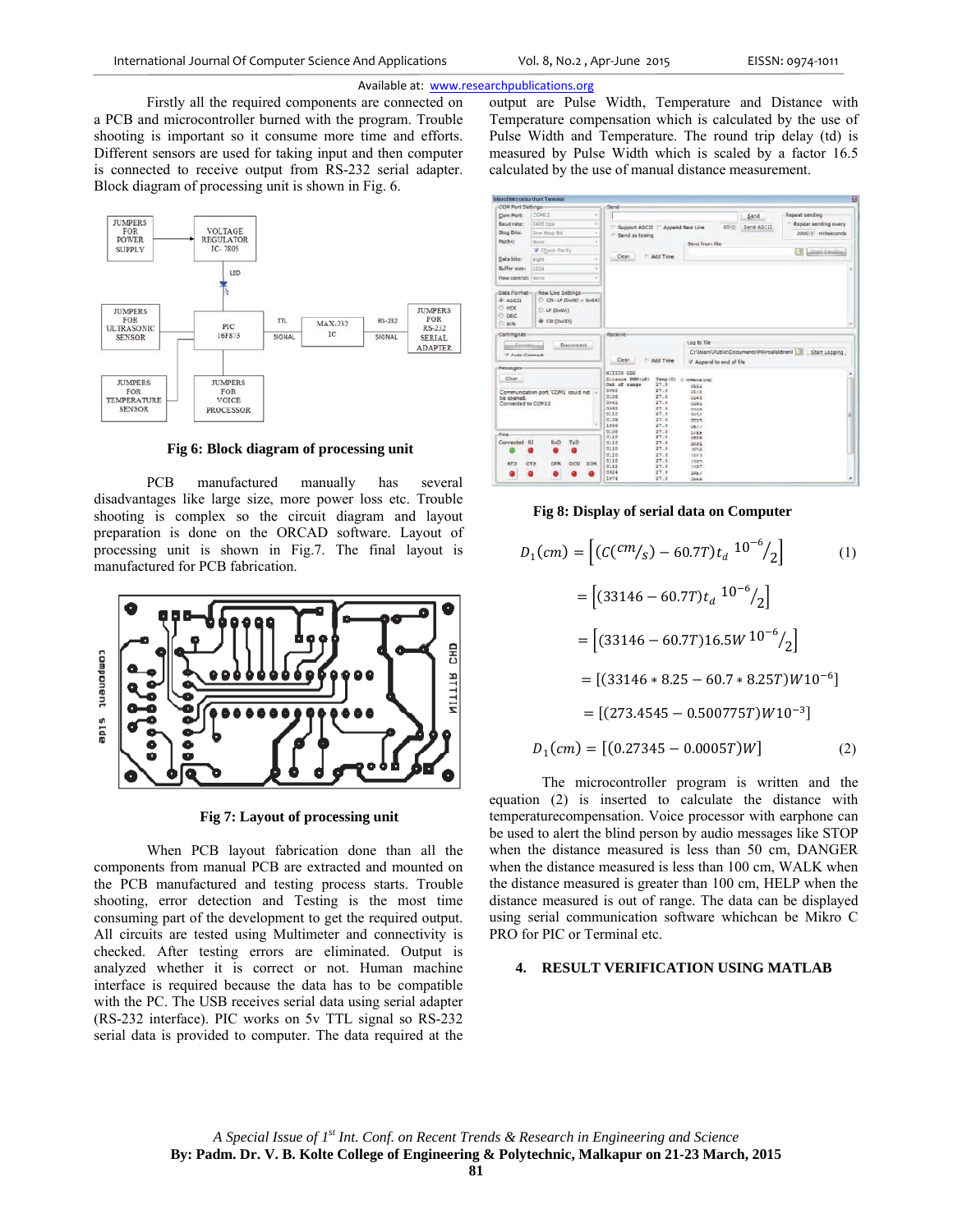Firstly all the required components are connected on a PCB and microcontroller burned with the program. Trouble shooting is important so it consume more time and efforts. Different sensors are used for taking input and then computer is connected to receive output from RS-232 serial adapter. Block diagram of processing unit is shown in Fig. 6.

**Fig 6: Block diagram of processing unit**

PCB manufactured manually has several disadvantages like large size, more power loss etc. Trouble shooting is complex so the circuit diagram and layout preparation is done on the ORCAD software. Layout of processing unit is shown in Fig.7. The final layout is manufactured for PCB fabrication.

**Fig 7: Layout of processing unit**

When PCB layout fabrication done than all the components from manual PCB are extracted and mounted on the PCB manufactured and testing process starts. Trouble shooting, error detection and Testing is the most time consuming part of the development to get the required output. All circuits are tested using Multimeter and connectivity is checked. After testing errors are eliminated. Output is analyzed whether it is correct or not. Human machine interface is required because the data has to be compatible with the PC. The USB receives serial data using serial adapter (RS-232 interface). PIC works on 5v TTL signal so RS-232 serial data is provided to computer. The data required at the output are Pulse Width, Temperature and Distance with Temperature compensation which is calculated by the use of Pulse Width and Temperature. The round trip delay (td) is measured by Pulse Width which is scaled by a factor 16.5 calculated by the use of manual distance measurement.

**Fig 8: Display of serial data on Computer**

$$D_1(cm) = \left[ \left( c(cm/s) - 60.7T \right) t_d \; 10^{-6}/2 \right] \quad (1)$$

$$= \left[ (33146 - 60.7T) t_d \; 10^{-6}/2 \right]$$

$$= \left[ (33146 - 60.7T) 16.5W \; 10^{-6}/2 \right]$$

$$= \left[ (33146 * 8.25 - 60.7 * 8.25T) W 10^{-6} \right]$$

$$= \left[ (273.4545 - 0.500775T) W 10^{-3} \right]$$

$$D_1(cm) = \left[ (0.27345 - 0.0005T) W \right] \quad (2)$$

The microcontroller program is written and the equation (2) is inserted to calculate the distance with temperaturecompensation. Voice processor with earphone can be used to alert the blind person by audio messages like STOP when the distance measured is less than 50 cm, DANGER when the distance measured is less than 100 cm, WALK when the distance measured is greater than 100 cm, HELP when the distance measured is out of range. The data can be displayed using serial communication software whichcan be Mikro C PRO for PIC or Terminal etc.

## 4. RESULT VERIFICATION USING MATLAB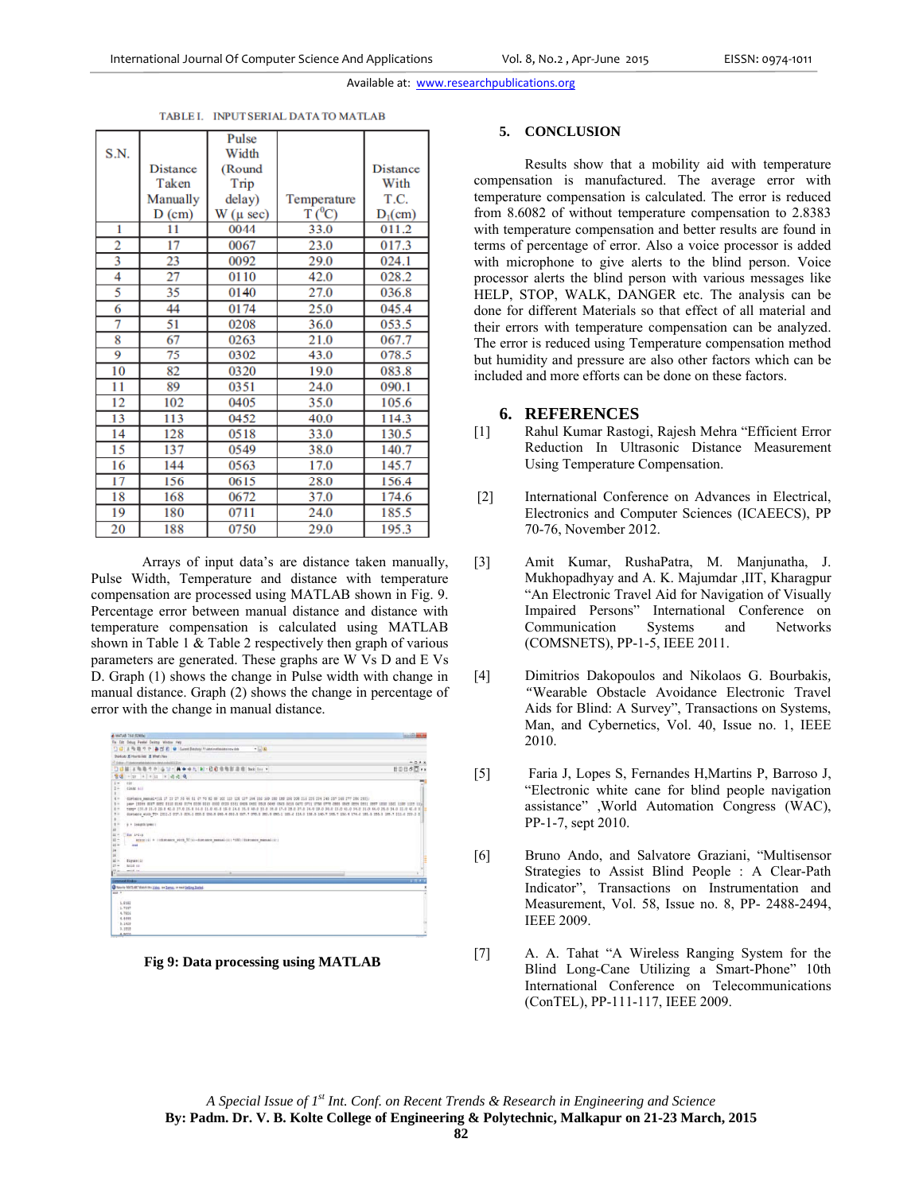TABLE I. INPUT SERIAL DATA TO MATLAB

| S.N. | Distance Taken Manually D (cm) | Pulse Width (Round Trip delay) W (μ sec) | Temperature T (°C) | Distance With T.C. $D_t$(cm) |
|---|---|---|---|---|
| 1 | 11 | 0044 | 33.0 | 011.2 |
| 2 | 17 | 0067 | 23.0 | 017.3 |
| 3 | 23 | 0092 | 29.0 | 024.1 |
| 4 | 27 | 0110 | 42.0 | 028.2 |
| 5 | 35 | 0140 | 27.0 | 036.8 |
| 6 | 44 | 0174 | 25.0 | 045.4 |
| 7 | 51 | 0208 | 36.0 | 053.5 |
| 8 | 67 | 0263 | 21.0 | 067.7 |
| 9 | 75 | 0302 | 43.0 | 078.5 |
| 10 | 82 | 0320 | 19.0 | 083.8 |
| 11 | 89 | 0351 | 24.0 | 090.1 |
| 12 | 102 | 0405 | 35.0 | 105.6 |
| 13 | 113 | 0452 | 40.0 | 114.3 |
| 14 | 128 | 0518 | 33.0 | 130.5 |
| 15 | 137 | 0549 | 38.0 | 140.7 |
| 16 | 144 | 0563 | 17.0 | 145.7 |
| 17 | 156 | 0615 | 28.0 | 156.4 |
| 18 | 168 | 0672 | 37.0 | 174.6 |
| 19 | 180 | 0711 | 24.0 | 185.5 |
| 20 | 188 | 0750 | 29.0 | 195.3 |

Arrays of input data's are distance taken manually, Pulse Width, Temperature and distance with temperature compensation are processed using MATLAB shown in Fig. 9. Percentage error between manual distance and distance with temperature compensation is calculated using MATLAB shown in Table 1 & Table 2 respectively then graph of various parameters are generated. These graphs are W Vs D and E Vs D. Graph (1) shows the change in Pulse width with change in manual distance. Graph (2) shows the change in percentage of error with the change in manual distance.

**Fig 9: Data processing using MATLAB**

## 5. CONCLUSION

Results show that a mobility aid with temperature compensation is manufactured. The average error with temperature compensation is calculated. The error is reduced from 8.6082 of without temperature compensation to 2.8383 with temperature compensation and better results are found in terms of percentage of error. Also a voice processor is added with microphone to give alerts to the blind person. Voice processor alerts the blind person with various messages like HELP, STOP, WALK, DANGER etc. The analysis can be done for different Materials so that effect of all material and their errors with temperature compensation can be analyzed. The error is reduced using Temperature compensation method but humidity and pressure are also other factors which can be included and more efforts can be done on these factors.

## 6. REFERENCES

[1] Rahul Kumar Rastogi, Rajesh Mehra "Efficient Error Reduction In Ultrasonic Distance Measurement Using Temperature Compensation.

[2] International Conference on Advances in Electrical, Electronics and Computer Sciences (ICAEECS), PP 70-76, November 2012.

[3] Amit Kumar, RushaPatra, M. Manjunatha, J. Mukhopadhyay and A. K. Majumdar ,IIT, Kharagpur "An Electronic Travel Aid for Navigation of Visually Impaired Persons" International Conference on Communication Systems and Networks (COMSNETS), PP-1-5, IEEE 2011.

[4] Dimitrios Dakopoulos and Nikolaos G. Bourbakis, "Wearable Obstacle Avoidance Electronic Travel Aids for Blind: A Survey", Transactions on Systems, Man, and Cybernetics, Vol. 40, Issue no. 1, IEEE 2010.

[5] Faria J, Lopes S, Fernandes H,Martins P, Barroso J, "Electronic white cane for blind people navigation assistance" ,World Automation Congress (WAC), PP-1-7, sept 2010.

[6] Bruno Ando, and Salvatore Graziani, "Multisensor Strategies to Assist Blind People : A Clear-Path Indicator", Transactions on Instrumentation and Measurement, Vol. 58, Issue no. 8, PP- 2488-2494, IEEE 2009.

[7] A. A. Tahat "A Wireless Ranging System for the Blind Long-Cane Utilizing a Smart-Phone" 10th International Conference on Telecommunications (ConTEL), PP-111-117, IEEE 2009.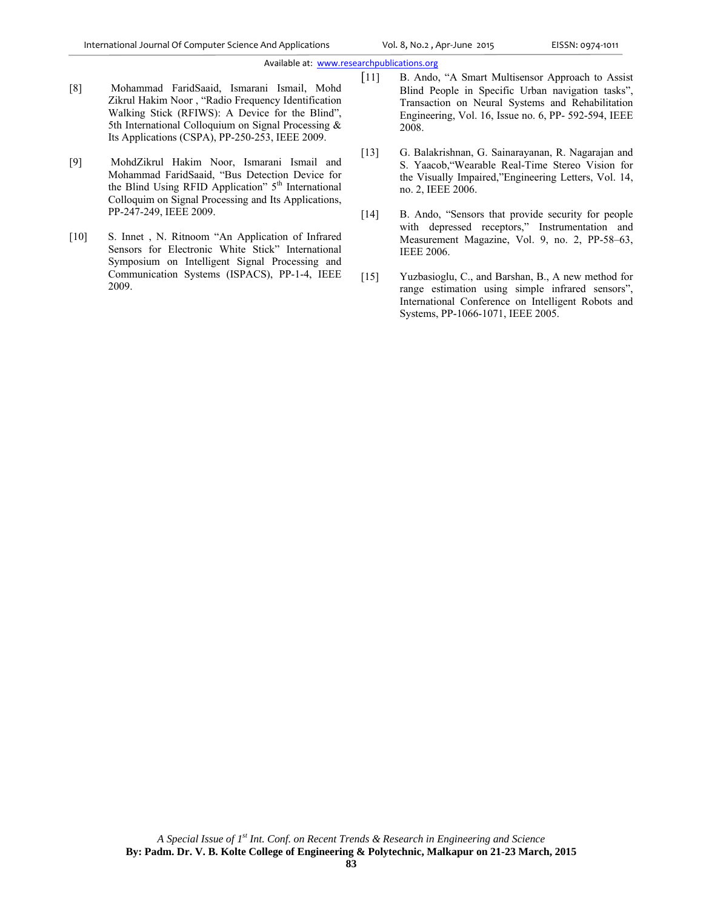[8] Mohammad FaridSaaid, Ismarani Ismail, Mohd Zikrul Hakim Noor , "Radio Frequency Identification Walking Stick (RFIWS): A Device for the Blind", 5th International Colloquium on Signal Processing & Its Applications (CSPA), PP-250-253, IEEE 2009.

[9] MohdZikrul Hakim Noor, Ismarani Ismail and Mohammad FaridSaaid, "Bus Detection Device for the Blind Using RFID Application" 5th International Colloquim on Signal Processing and Its Applications, PP-247-249, IEEE 2009.

[10] S. Innet , N. Ritnoom "An Application of Infrared Sensors for Electronic White Stick" International Symposium on Intelligent Signal Processing and Communication Systems (ISPACS), PP-1-4, IEEE 2009.

[11] B. Ando, "A Smart Multisensor Approach to Assist Blind People in Specific Urban navigation tasks", Transaction on Neural Systems and Rehabilitation Engineering, Vol. 16, Issue no. 6, PP- 592-594, IEEE 2008.

[13] G. Balakrishnan, G. Sainarayanan, R. Nagarajan and S. Yaacob,"Wearable Real-Time Stereo Vision for the Visually Impaired,"Engineering Letters, Vol. 14, no. 2, IEEE 2006.

[14] B. Ando, "Sensors that provide security for people with depressed receptors," Instrumentation and Measurement Magazine, Vol. 9, no. 2, PP-58–63, IEEE 2006.

[15] Yuzbasioglu, C., and Barshan, B., A new method for range estimation using simple infrared sensors", International Conference on Intelligent Robots and Systems, PP-1066-1071, IEEE 2005.